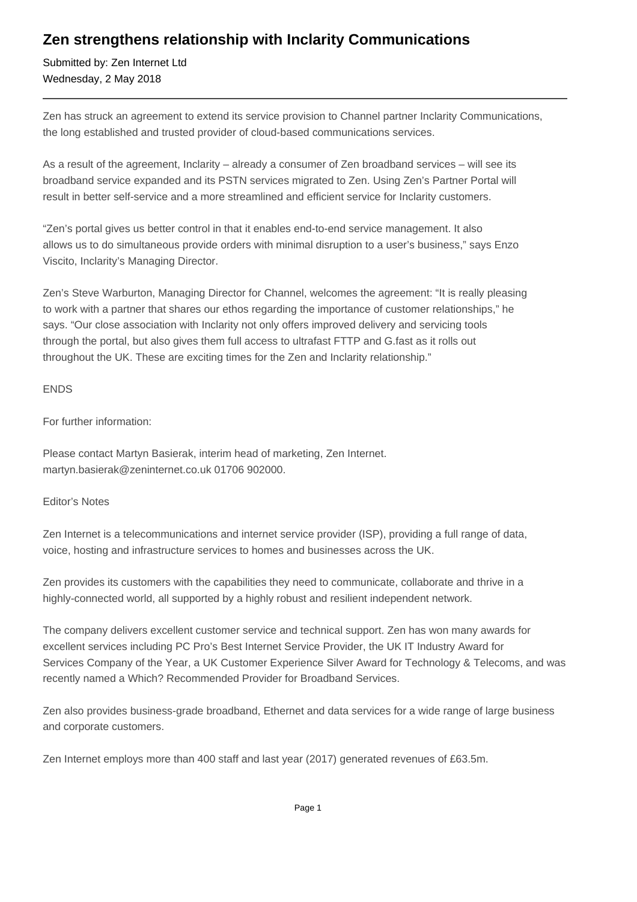# Zen strengthens relationship with Inclarity Communications

Submitted by: Zen Internet Ltd
Wednesday, 2 May 2018

---

Zen has struck an agreement to extend its service provision to Channel partner Inclarity Communications, the long established and trusted provider of cloud-based communications services.

As a result of the agreement, Inclarity – already a consumer of Zen broadband services – will see its broadband service expanded and its PSTN services migrated to Zen. Using Zen's Partner Portal will result in better self-service and a more streamlined and efficient service for Inclarity customers.

“Zen's portal gives us better control in that it enables end-to-end service management. It also allows us to do simultaneous provide orders with minimal disruption to a user's business,” says Enzo Viscito, Inclarity's Managing Director.

Zen's Steve Warburton, Managing Director for Channel, welcomes the agreement: “It is really pleasing to work with a partner that shares our ethos regarding the importance of customer relationships,” he says. “Our close association with Inclarity not only offers improved delivery and servicing tools through the portal, but also gives them full access to ultrafast FTTP and G.fast as it rolls out throughout the UK. These are exciting times for the Zen and Inclarity relationship.”

ENDS

For further information:

Please contact Martyn Basierak, interim head of marketing, Zen Internet.
martyn.basierak@zeninternet.co.uk 01706 902000.

Editor's Notes

Zen Internet is a telecommunications and internet service provider (ISP), providing a full range of data, voice, hosting and infrastructure services to homes and businesses across the UK.

Zen provides its customers with the capabilities they need to communicate, collaborate and thrive in a highly-connected world, all supported by a highly robust and resilient independent network.

The company delivers excellent customer service and technical support. Zen has won many awards for excellent services including PC Pro's Best Internet Service Provider, the UK IT Industry Award for Services Company of the Year, a UK Customer Experience Silver Award for Technology & Telecoms, and was recently named a Which? Recommended Provider for Broadband Services.

Zen also provides business-grade broadband, Ethernet and data services for a wide range of large business and corporate customers.

Zen Internet employs more than 400 staff and last year (2017) generated revenues of £63.5m.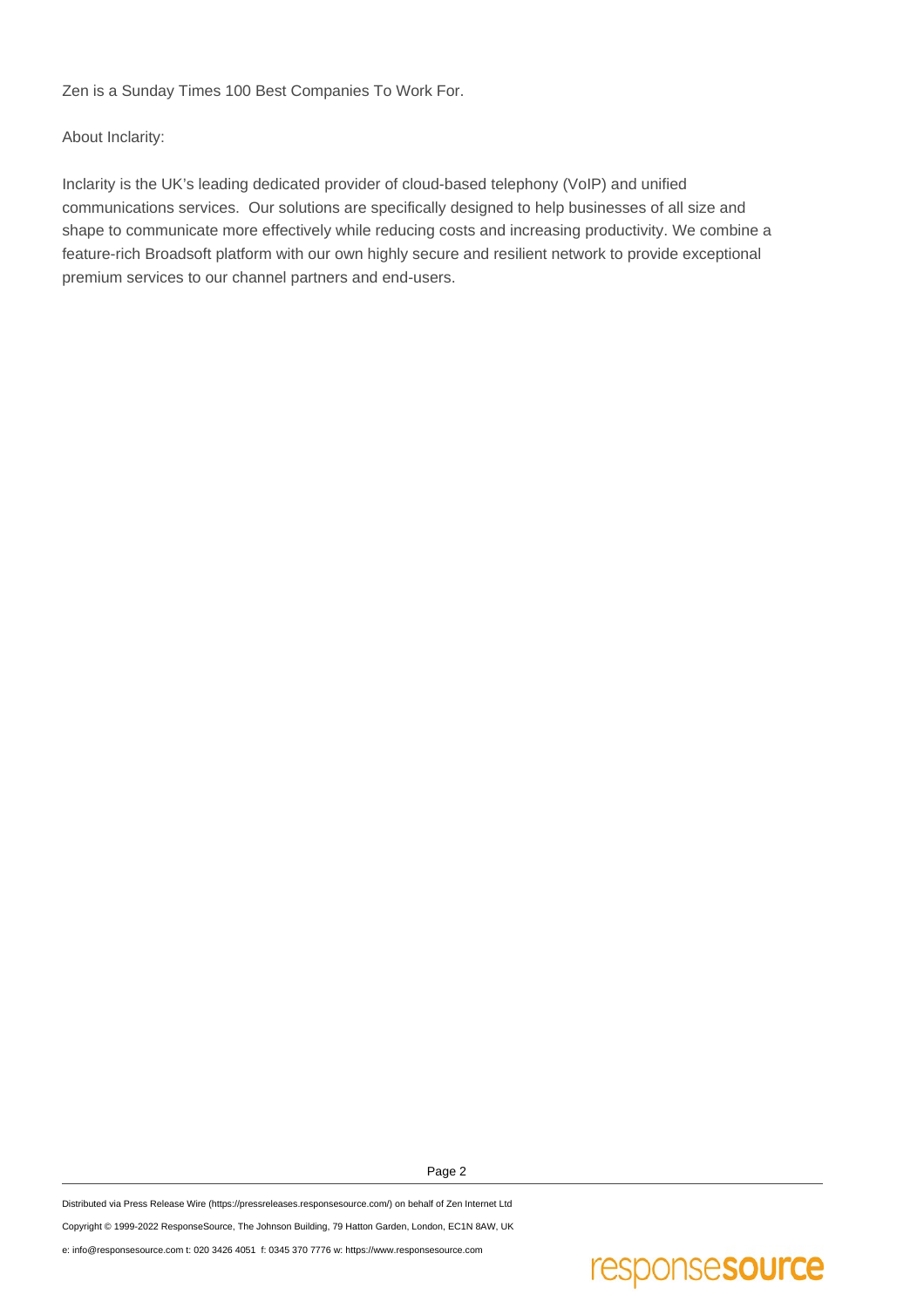Zen is a Sunday Times 100 Best Companies To Work For.

About Inclarity:

Inclarity is the UK's leading dedicated provider of cloud-based telephony (VoIP) and unified communications services. Our solutions are specifically designed to help businesses of all size and shape to communicate more effectively while reducing costs and increasing productivity. We combine a feature-rich Broadsoft platform with our own highly secure and resilient network to provide exceptional premium services to our channel partners and end-users.